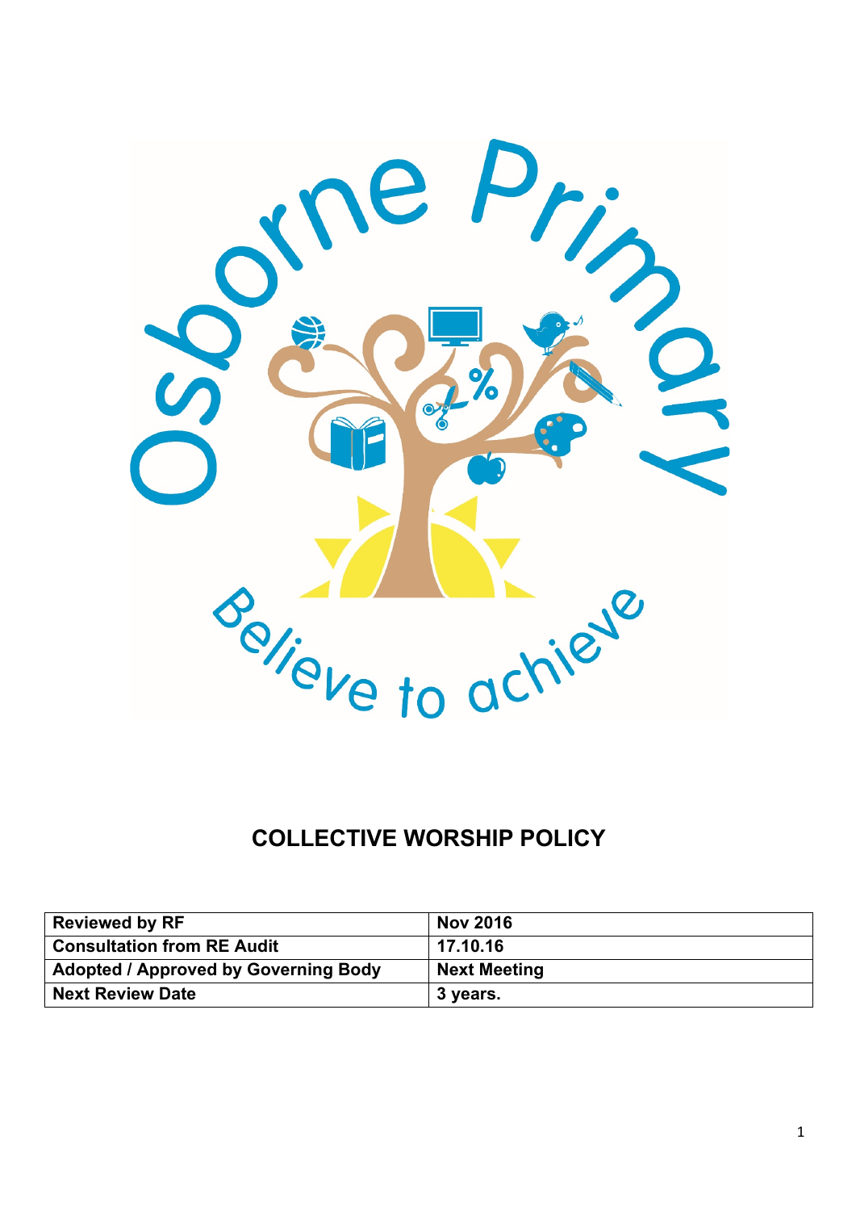Osborne Primary

Believe to achieve

# COLLECTIVE WORSHIP POLICY

| | |
|---|---|
| **Reviewed by RF** | **Nov 2016** |
| **Consultation from RE Audit** | **17.10.16** |
| **Adopted / Approved by Governing Body** | **Next Meeting** |
| **Next Review Date** | **3 years.** |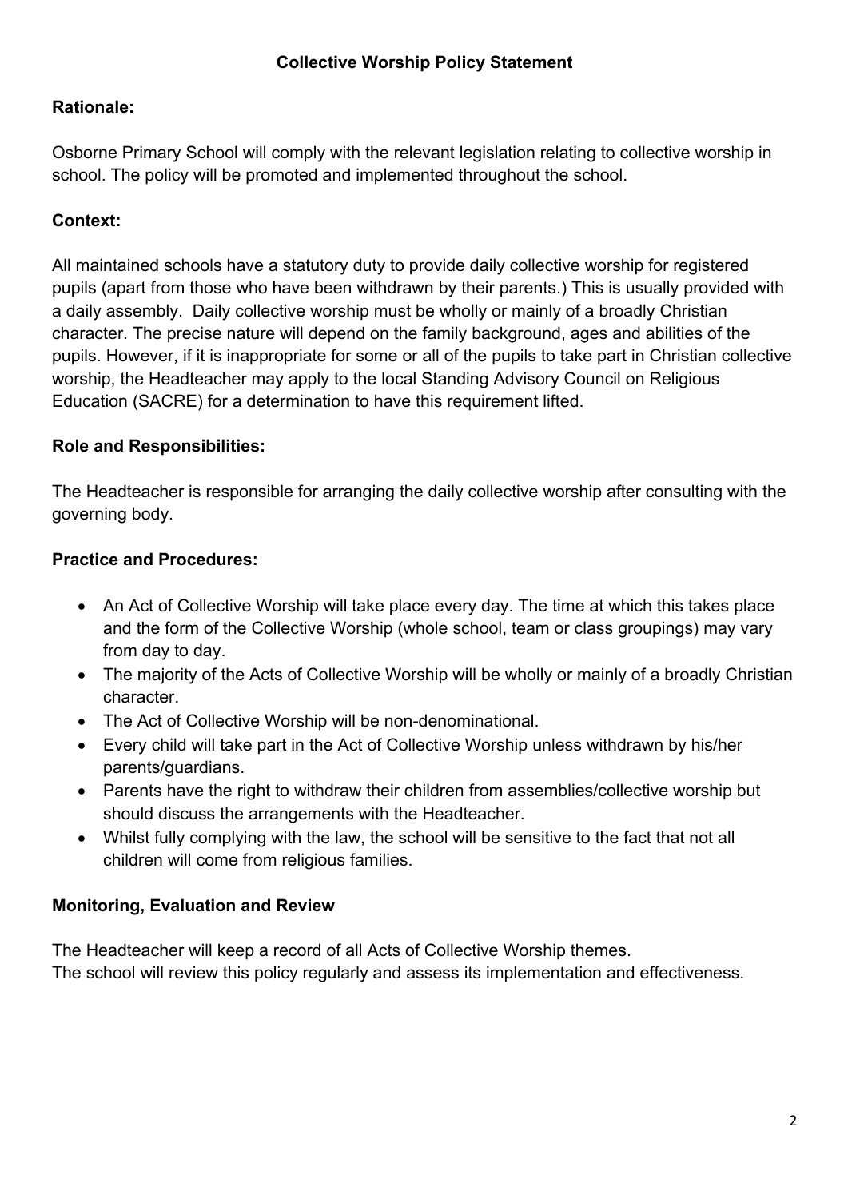# Collective Worship Policy Statement

## Rationale:

Osborne Primary School will comply with the relevant legislation relating to collective worship in school. The policy will be promoted and implemented throughout the school.

## Context:

All maintained schools have a statutory duty to provide daily collective worship for registered pupils (apart from those who have been withdrawn by their parents.) This is usually provided with a daily assembly. Daily collective worship must be wholly or mainly of a broadly Christian character. The precise nature will depend on the family background, ages and abilities of the pupils. However, if it is inappropriate for some or all of the pupils to take part in Christian collective worship, the Headteacher may apply to the local Standing Advisory Council on Religious Education (SACRE) for a determination to have this requirement lifted.

## Role and Responsibilities:

The Headteacher is responsible for arranging the daily collective worship after consulting with the governing body.

## Practice and Procedures:

- An Act of Collective Worship will take place every day. The time at which this takes place and the form of the Collective Worship (whole school, team or class groupings) may vary from day to day.
- The majority of the Acts of Collective Worship will be wholly or mainly of a broadly Christian character.
- The Act of Collective Worship will be non-denominational.
- Every child will take part in the Act of Collective Worship unless withdrawn by his/her parents/guardians.
- Parents have the right to withdraw their children from assemblies/collective worship but should discuss the arrangements with the Headteacher.
- Whilst fully complying with the law, the school will be sensitive to the fact that not all children will come from religious families.

## Monitoring, Evaluation and Review

The Headteacher will keep a record of all Acts of Collective Worship themes.
The school will review this policy regularly and assess its implementation and effectiveness.